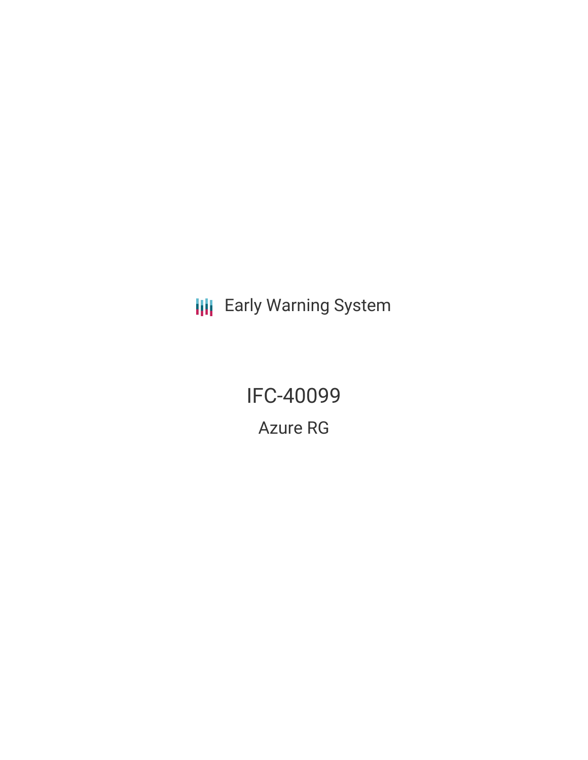Early Warning System

# IFC-40099

## Azure RG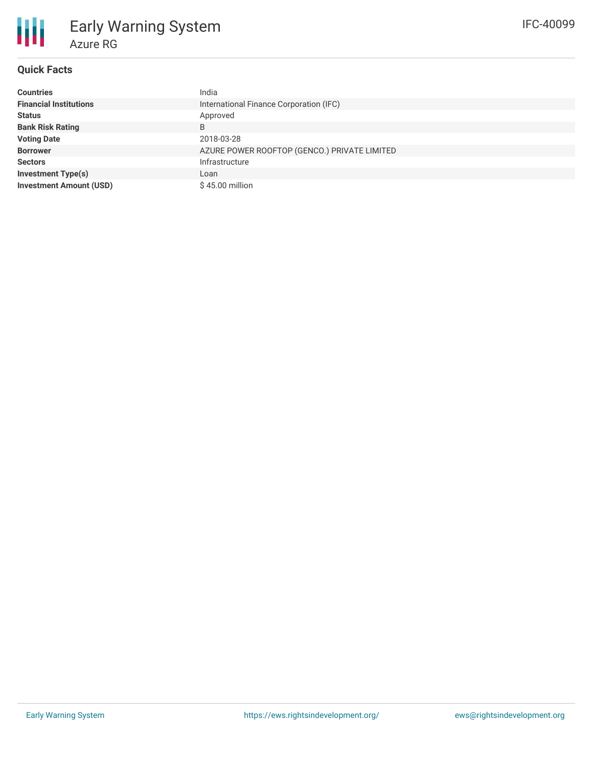# Early Warning System

## Azure RG

IFC-40099

### Quick Facts

| | |
|---|---|
| **Countries** | India |
| **Financial Institutions** | International Finance Corporation (IFC) |
| **Status** | Approved |
| **Bank Risk Rating** | B |
| **Voting Date** | 2018-03-28 |
| **Borrower** | AZURE POWER ROOFTOP (GENCO.) PRIVATE LIMITED |
| **Sectors** | Infrastructure |
| **Investment Type(s)** | Loan |
| **Investment Amount (USD)** | $ 45.00 million |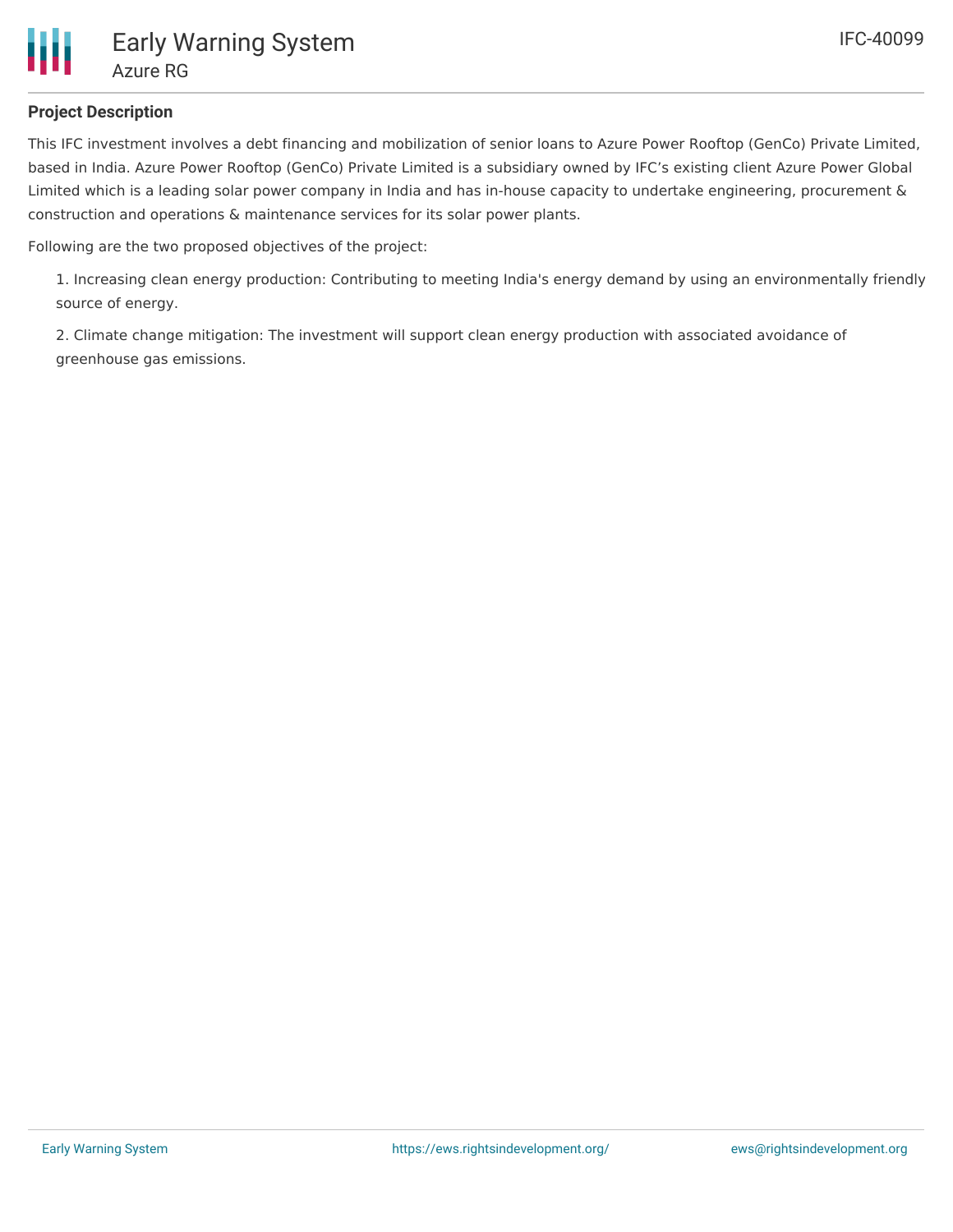**Project Description**

This IFC investment involves a debt financing and mobilization of senior loans to Azure Power Rooftop (GenCo) Private Limited, based in India. Azure Power Rooftop (GenCo) Private Limited is a subsidiary owned by IFC's existing client Azure Power Global Limited which is a leading solar power company in India and has in-house capacity to undertake engineering, procurement & construction and operations & maintenance services for its solar power plants.

Following are the two proposed objectives of the project:

1. Increasing clean energy production: Contributing to meeting India's energy demand by using an environmentally friendly source of energy.
2. Climate change mitigation: The investment will support clean energy production with associated avoidance of greenhouse gas emissions.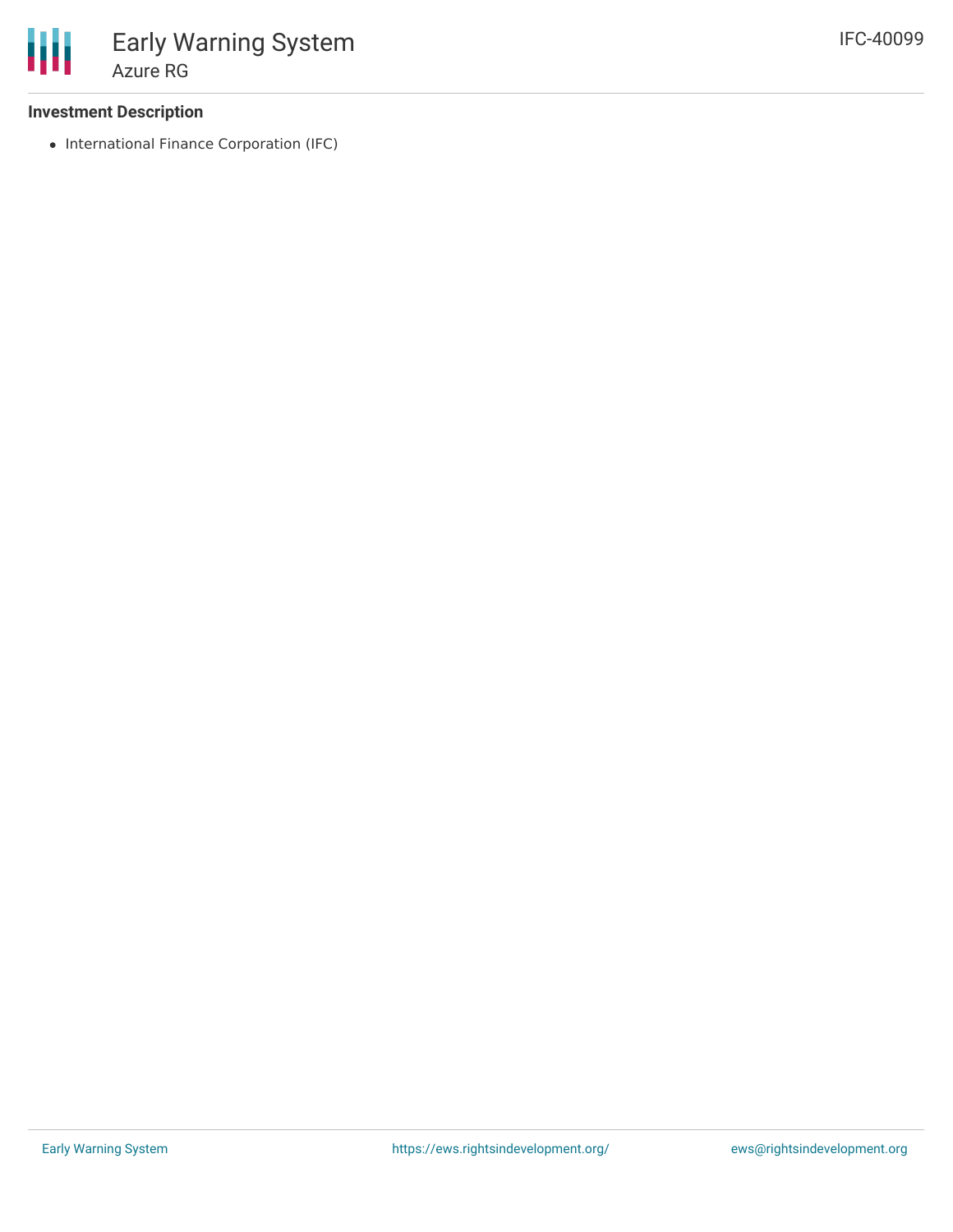### Investment Description

- International Finance Corporation (IFC)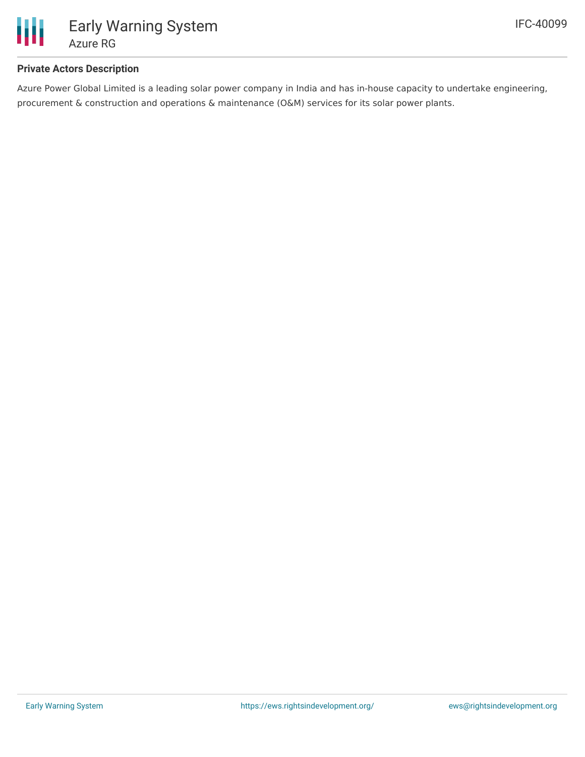### Private Actors Description

Azure Power Global Limited is a leading solar power company in India and has in-house capacity to undertake engineering, procurement & construction and operations & maintenance (O&M) services for its solar power plants.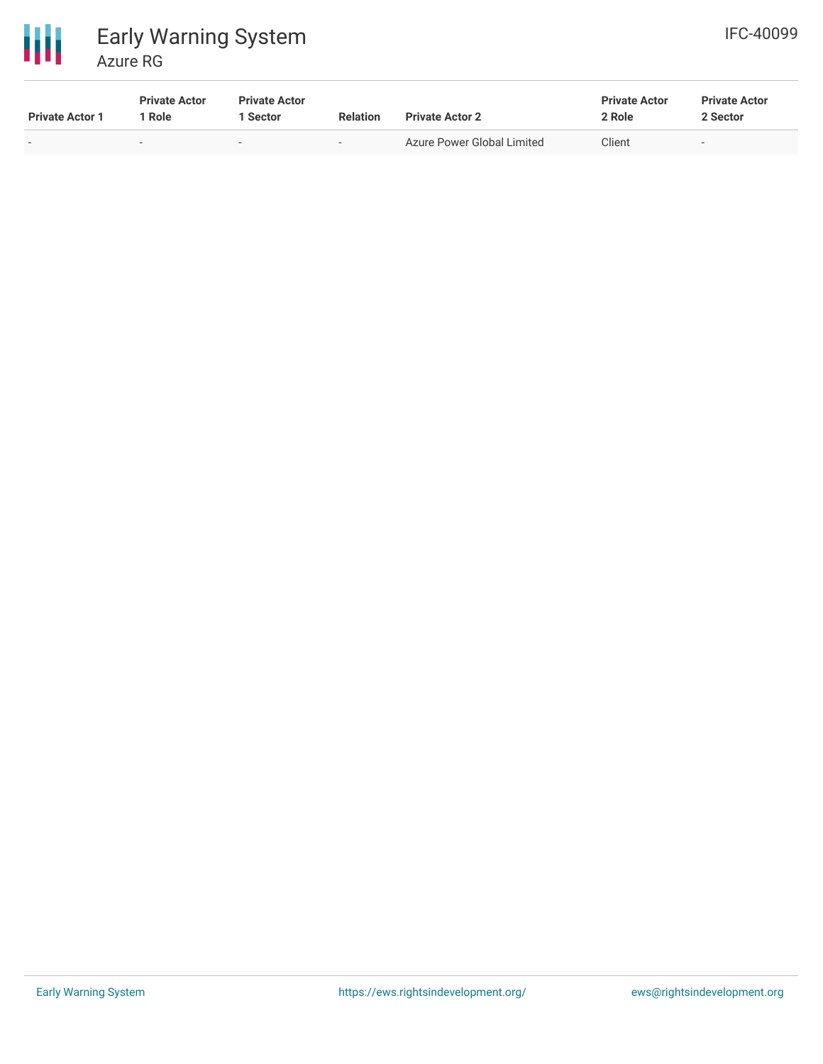| Private Actor 1 | Private Actor 1 Role | Private Actor 1 Sector | Relation | Private Actor 2 | Private Actor 2 Role | Private Actor 2 Sector |
|---|---|---|---|---|---|---|
| - | - | - | - | Azure Power Global Limited | Client | - |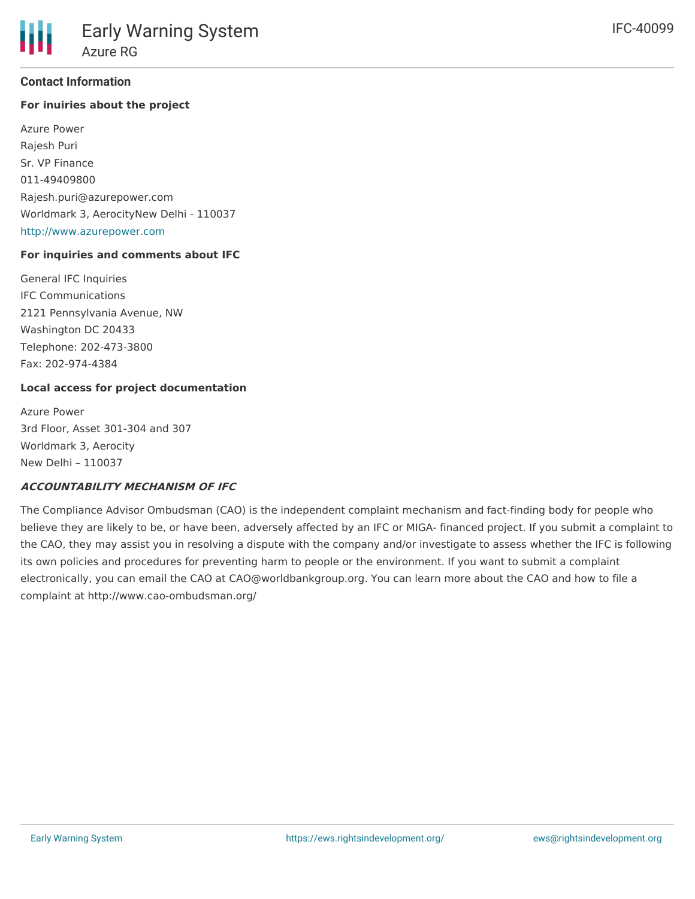## Contact Information

**For inuiries about the project**

Azure Power
Rajesh Puri
Sr. VP Finance
011-49409800
Rajesh.puri@azurepower.com
Worldmark 3, AerocityNew Delhi - 110037
http://www.azurepower.com

**For inquiries and comments about IFC**

General IFC Inquiries
IFC Communications
2121 Pennsylvania Avenue, NW
Washington DC 20433
Telephone: 202-473-3800
Fax: 202-974-4384

**Local access for project documentation**

Azure Power
3rd Floor, Asset 301-304 and 307
Worldmark 3, Aerocity
New Delhi – 110037

***ACCOUNTABILITY MECHANISM OF IFC***

The Compliance Advisor Ombudsman (CAO) is the independent complaint mechanism and fact-finding body for people who believe they are likely to be, or have been, adversely affected by an IFC or MIGA- financed project. If you submit a complaint to the CAO, they may assist you in resolving a dispute with the company and/or investigate to assess whether the IFC is following its own policies and procedures for preventing harm to people or the environment. If you want to submit a complaint electronically, you can email the CAO at CAO@worldbankgroup.org. You can learn more about the CAO and how to file a complaint at http://www.cao-ombudsman.org/